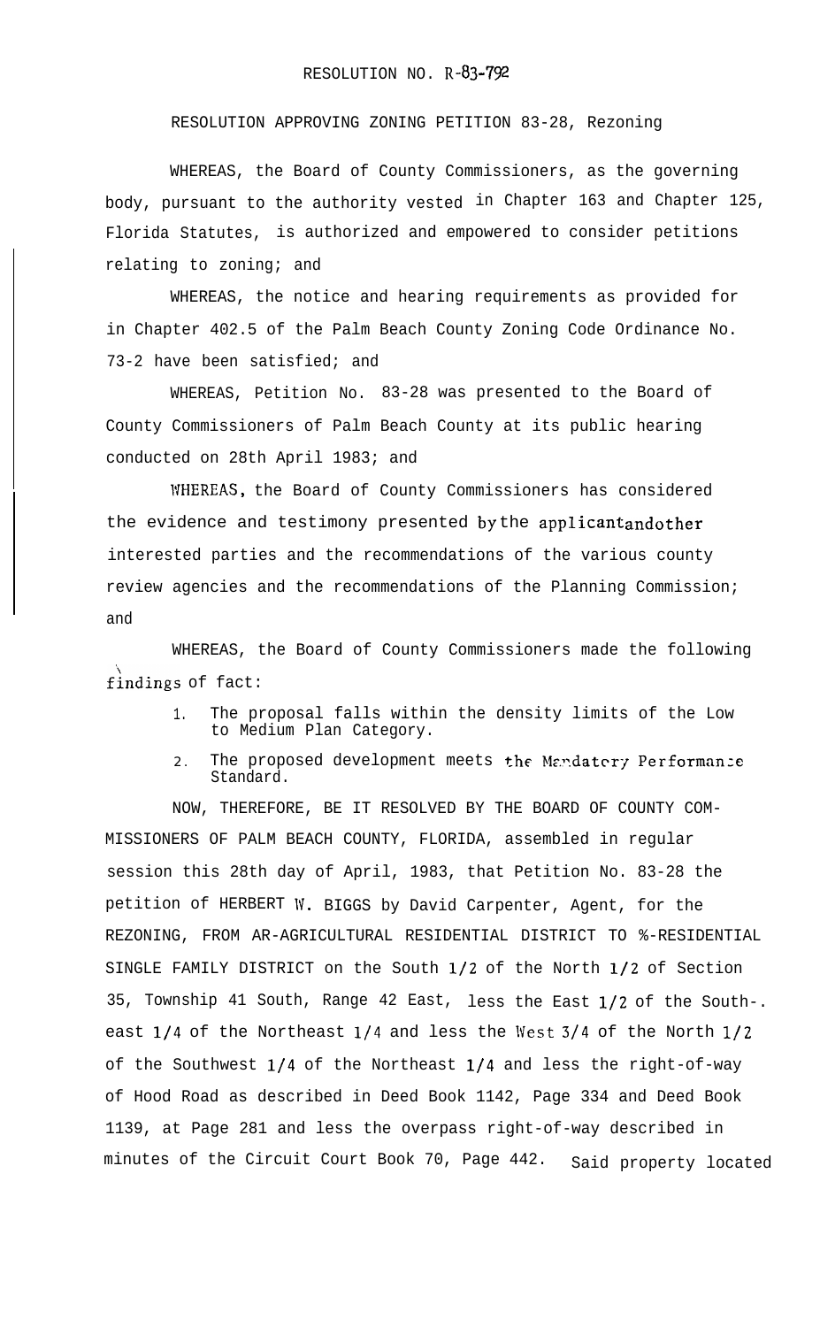RESOLUTION NO. R-83-792

RESOLUTION APPROVING ZONING PETITION 83-28, Rezoning

WHEREAS, the Board of County Commissioners, as the governing body, pursuant to the authority vested in Chapter 163 and Chapter 125, Florida Statutes, is authorized and empowered to consider petitions relating to zoning; and

WHEREAS, the notice and hearing requirements as provided for in Chapter 402.5 of the Palm Beach County Zoning Code Ordinance No. 73-2 have been satisfied; and

WHEREAS, Petition No. 83-28 was presented to the Board of County Commissioners of Palm Beach County at its public hearing conducted on 28th April 1983; and

WHEREAS, the Board of County Commissioners has considered the evidence and testimony presented by the applicant and other interested parties and the recommendations of the various county review agencies and the recommendations of the Planning Commission; and

WHEREAS, the Board of County Commissioners made the following findings of fact:

1. The proposal falls within the density limits of the Low to Medium Plan Category.
2. The proposed development meets the Mandatory Performance Standard.

NOW, THEREFORE, BE IT RESOLVED BY THE BOARD OF COUNTY COMMISSIONERS OF PALM BEACH COUNTY, FLORIDA, assembled in regular session this 28th day of April, 1983, that Petition No. 83-28 the petition of HERBERT W. BIGGS by David Carpenter, Agent, for the REZONING, FROM AR-AGRICULTURAL RESIDENTIAL DISTRICT TO %-RESIDENTIAL SINGLE FAMILY DISTRICT on the South 1/2 of the North 1/2 of Section 35, Township 41 South, Range 42 East, less the East 1/2 of the South-. east 1/4 of the Northeast 1/4 and less the West 3/4 of the North 1/2 of the Southwest 1/4 of the Northeast 1/4 and less the right-of-way of Hood Road as described in Deed Book 1142, Page 334 and Deed Book 1139, at Page 281 and less the overpass right-of-way described in minutes of the Circuit Court Book 70, Page 442. Said property located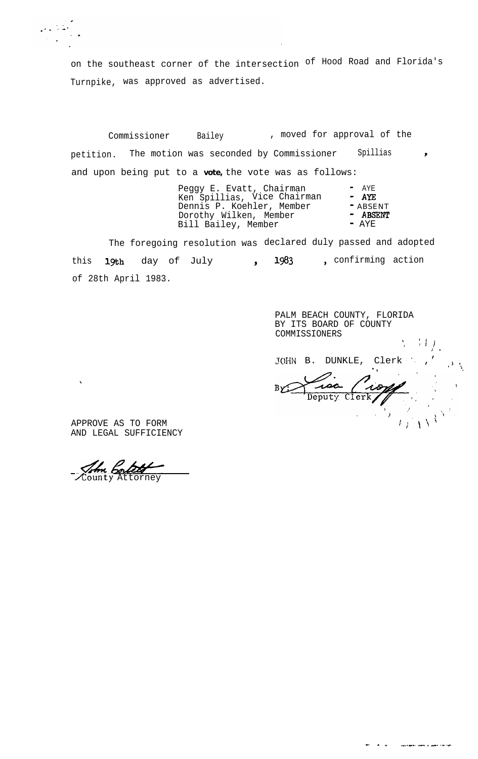on the southeast corner of the intersection of Hood Road and Florida's Turnpike, was approved as advertised.

Commissioner Bailey, moved for approval of the petition. The motion was seconded by Commissioner Spillias, and upon being put to a vote, the vote was as follows:

| | |
|---|---|
| Peggy E. Evatt, Chairman | - AYE |
| Ken Spillias, Vice Chairman | - AYE |
| Dennis P. Koehler, Member | - ABSENT |
| Dorothy Wilken, Member | - ABSENT |
| Bill Bailey, Member | - AYE |

The foregoing resolution was declared duly passed and adopted this 19th day of July, 1983, confirming action of 28th April 1983.

PALM BEACH COUNTY, FLORIDA
BY ITS BOARD OF COUNTY COMMISSIONERS

JOHN B. DUNKLE, Clerk

By: Lisa Croff
Deputy Clerk

APPROVE AS TO FORM
AND LEGAL SUFFICIENCY

John Corbett
County Attorney